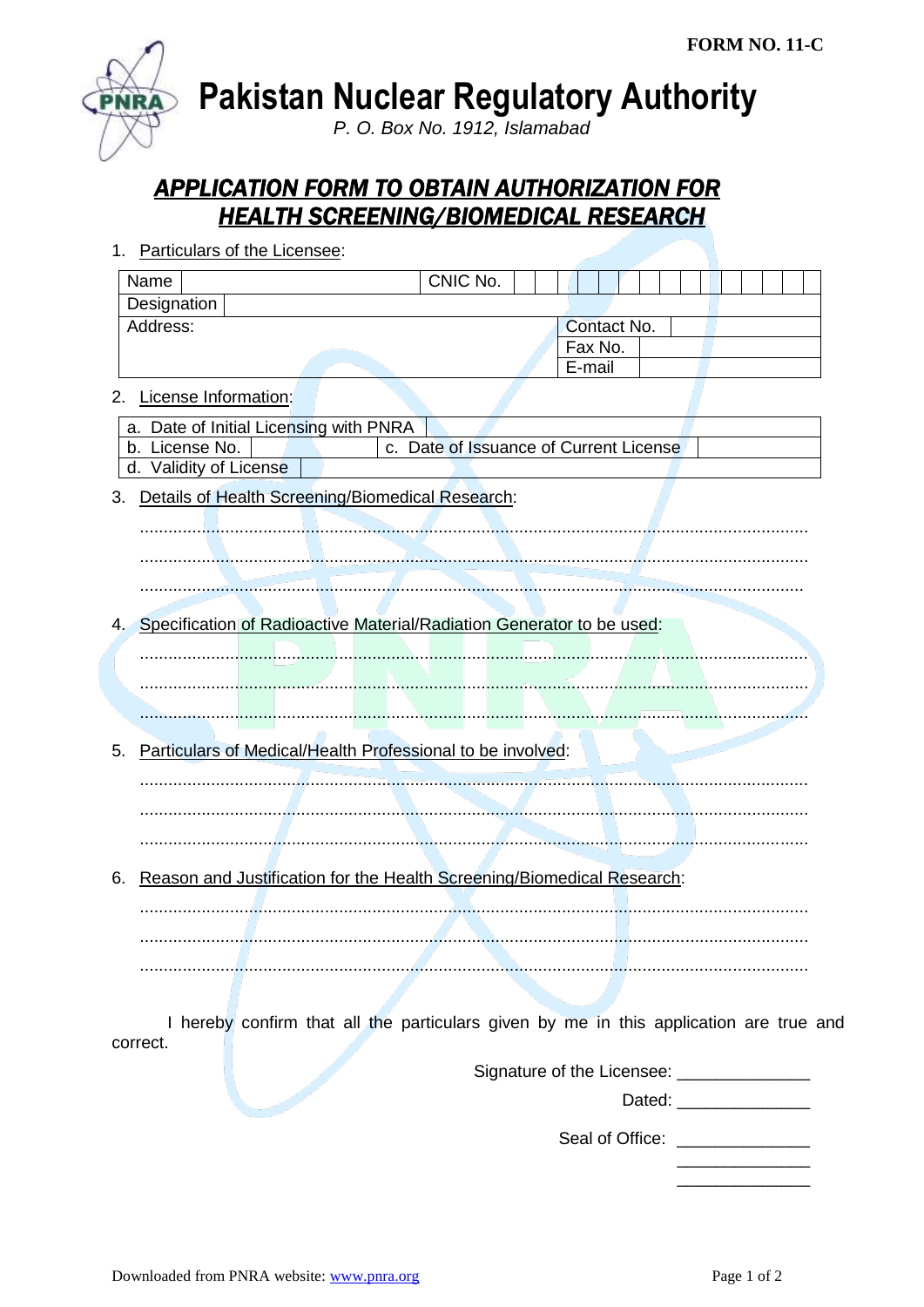**FORM NO. 11-C**

# Pakistan Nuclear Regulatory Authority

*P. O. Box No. 1912, Islamabad*

## *APPLICATION FORM TO OBTAIN AUTHORIZATION FOR HEALTH SCREENING/BIOMEDICAL RESEARCH*

1. Particulars of the Licensee:

| Name | | CNIC No. | |
|---|---|---|---|
| Designation | | | |
| Address: | | Contact No. | |
| | | Fax No. | |
| | | E-mail | |

2. License Information:

| a. Date of Initial Licensing with PNRA | | | |
|---|---|---|---|
| b. License No. | | c. Date of Issuance of Current License | |
| d. Validity of License | | | |

3. Details of Health Screening/Biomedical Research:

..........................................................................................................................................

..........................................................................................................................................

..........................................................................................................................................

4. Specification of Radioactive Material/Radiation Generator to be used:

..........................................................................................................................................

..........................................................................................................................................

..........................................................................................................................................

5. Particulars of Medical/Health Professional to be involved:

..........................................................................................................................................

..........................................................................................................................................

..........................................................................................................................................

6. Reason and Justification for the Health Screening/Biomedical Research:

..........................................................................................................................................

..........................................................................................................................................

..........................................................................................................................................

I hereby confirm that all the particulars given by me in this application are true and correct.

Signature of the Licensee: ______________

Dated: ______________

Seal of Office: ______________
______________
______________

Downloaded from PNRA website: www.pnra.org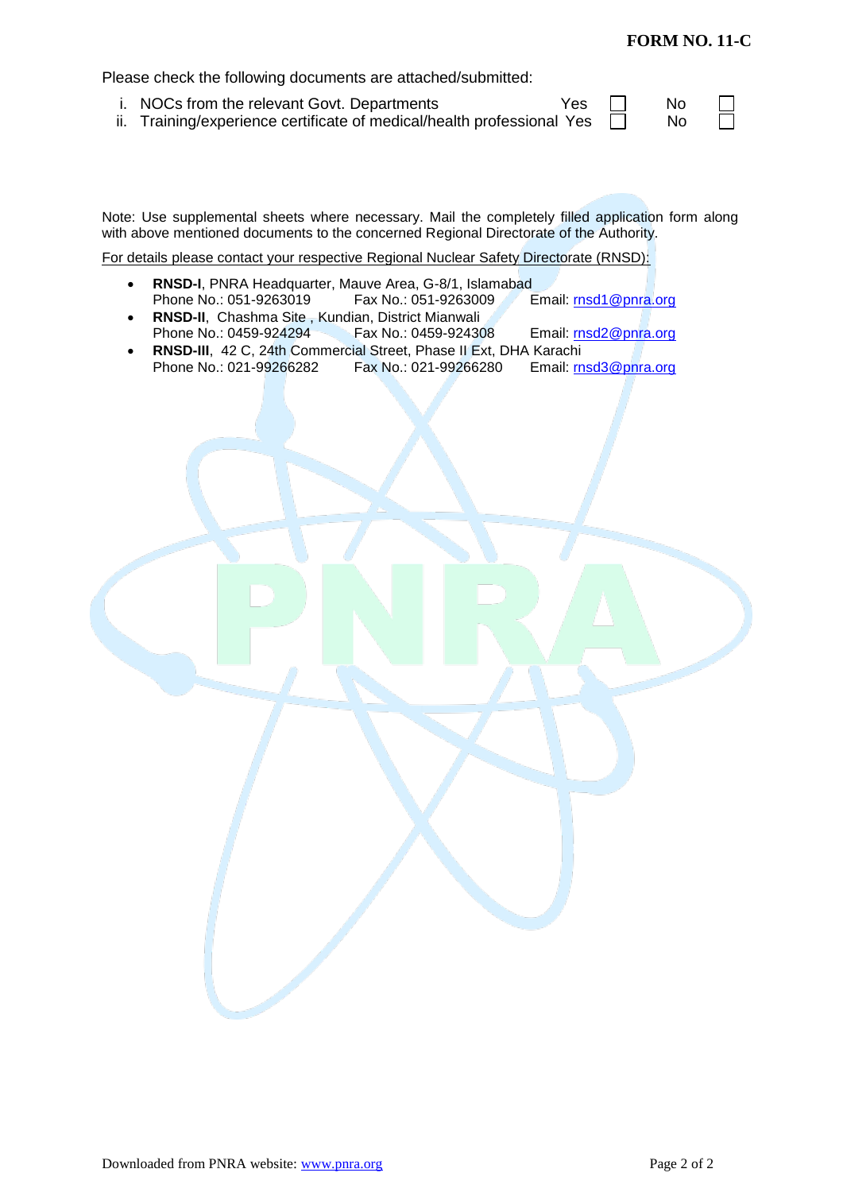**FORM NO. 11-C**

Please check the following documents are attached/submitted:

| | | | | | |
|---|---|---|---|---|---|
| i. | NOCs from the relevant Govt. Departments | Yes | ☐ | No | ☐ |
| ii. | Training/experience certificate of medical/health professional | Yes | ☐ | No | ☐ |

Note: Use supplemental sheets where necessary. Mail the completely filled application form along with above mentioned documents to the concerned Regional Directorate of the Authority.

For details please contact your respective Regional Nuclear Safety Directorate (RNSD):

- **RNSD-I**, PNRA Headquarter, Mauve Area, G-8/1, Islamabad
  Phone No.: 051-9263019 Fax No.: 051-9263009 Email: rnsd1@pnra.org
- **RNSD-II**, Chashma Site , Kundian, District Mianwali
  Phone No.: 0459-924294 Fax No.: 0459-924308 Email: rnsd2@pnra.org
- **RNSD-III**, 42 C, 24th Commercial Street, Phase II Ext, DHA Karachi
  Phone No.: 021-99266282 Fax No.: 021-99266280 Email: rnsd3@pnra.org

Downloaded from PNRA website: www.pnra.org